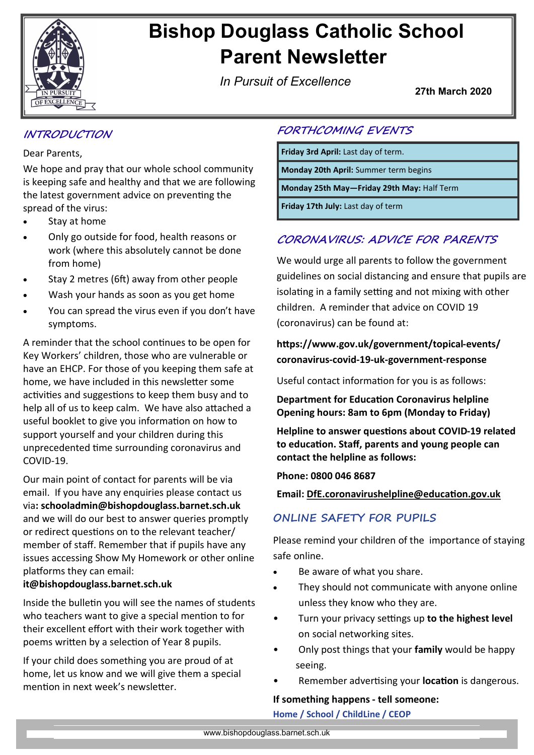# Bishop Douglass Catholic School
# Parent Newsletter

*In Pursuit of Excellence*

**27th March 2020**

## INTRODUCTION

Dear Parents,

We hope and pray that our whole school community is keeping safe and healthy and that we are following the latest government advice on preventing the spread of the virus:

- Stay at home
- Only go outside for food, health reasons or work (where this absolutely cannot be done from home)
- Stay 2 metres (6ft) away from other people
- Wash your hands as soon as you get home
- You can spread the virus even if you don't have symptoms.

A reminder that the school continues to be open for Key Workers' children, those who are vulnerable or have an EHCP. For those of you keeping them safe at home, we have included in this newsletter some activities and suggestions to keep them busy and to help all of us to keep calm. We have also attached a useful booklet to give you information on how to support yourself and your children during this unprecedented time surrounding coronavirus and COVID-19.

Our main point of contact for parents will be via email. If you have any enquiries please contact us via**: schooladmin@bishopdouglass.barnet.sch.uk** and we will do our best to answer queries promptly or redirect questions on to the relevant teacher/ member of staff. Remember that if pupils have any issues accessing Show My Homework or other online platforms they can email: **it@bishopdouglass.barnet.sch.uk**

Inside the bulletin you will see the names of students who teachers want to give a special mention to for their excellent effort with their work together with poems written by a selection of Year 8 pupils.

If your child does something you are proud of at home, let us know and we will give them a special mention in next week's newsletter.

## FORTHCOMING EVENTS

| |
|---|
| **Friday 3rd April:** Last day of term. |
| **Monday 20th April:** Summer term begins |
| **Monday 25th May—Friday 29th May:** Half Term |
| **Friday 17th July:** Last day of term |

## CORONAVIRUS: ADVICE FOR PARENTS

We would urge all parents to follow the government guidelines on social distancing and ensure that pupils are isolating in a family setting and not mixing with other children. A reminder that advice on COVID 19 (coronavirus) can be found at:

**https://www.gov.uk/government/topical-events/coronavirus-covid-19-uk-government-response**

Useful contact information for you is as follows:

**Department for Education Coronavirus helpline**
**Opening hours: 8am to 6pm (Monday to Friday)**

**Helpline to answer questions about COVID-19 related to education. Staff, parents and young people can contact the helpline as follows:**

**Phone: 0800 046 8687**

**Email: DfE.coronavirushelpline@education.gov.uk**

## ONLINE SAFETY FOR PUPILS

Please remind your children of the importance of staying safe online.

- Be aware of what you share.
- They should not communicate with anyone online unless they know who they are.
- Turn your privacy settings up **to the highest level** on social networking sites.
- Only post things that your **family** would be happy seeing.
- Remember advertising your **location** is dangerous.

**If something happens - tell someone:**

**Home / School / ChildLine / CEOP**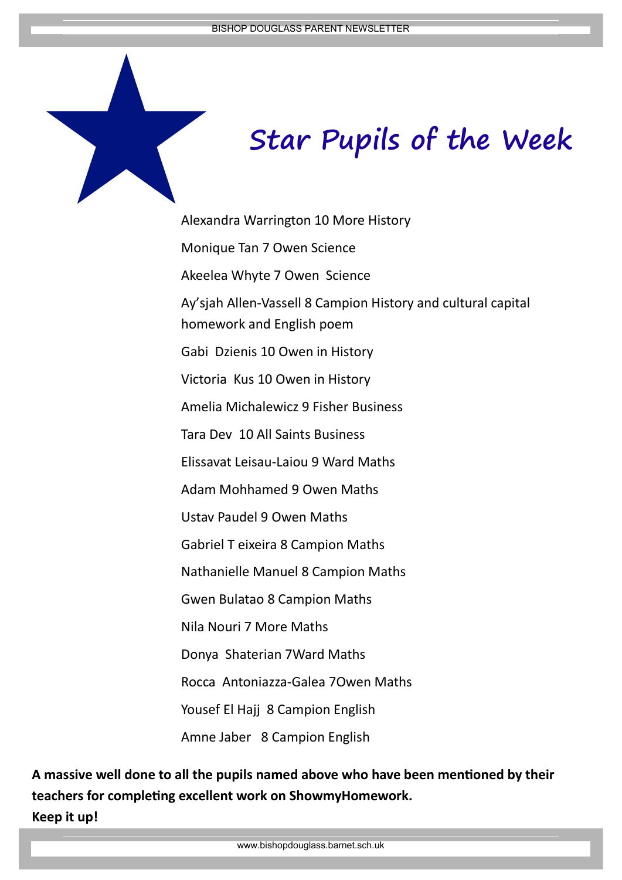# Star Pupils of the Week

Alexandra Warrington 10 More History

Monique Tan 7 Owen Science

Akeelea Whyte 7 Owen Science

Ay'sjah Allen-Vassell 8 Campion History and cultural capital homework and English poem

Gabi Dzienis 10 Owen in History

Victoria Kus 10 Owen in History

Amelia Michalewicz 9 Fisher Business

Tara Dev 10 All Saints Business

Elissavat Leisau-Laiou 9 Ward Maths

Adam Mohhamed 9 Owen Maths

Ustav Paudel 9 Owen Maths

Gabriel T eixeira 8 Campion Maths

Nathanielle Manuel 8 Campion Maths

Gwen Bulatao 8 Campion Maths

Nila Nouri 7 More Maths

Donya Shaterian 7Ward Maths

Rocca Antoniazza-Galea 7Owen Maths

Yousef El Hajj 8 Campion English

Amne Jaber 8 Campion English

**A massive well done to all the pupils named above who have been mentioned by their teachers for completing excellent work on ShowmyHomework.**
**Keep it up!**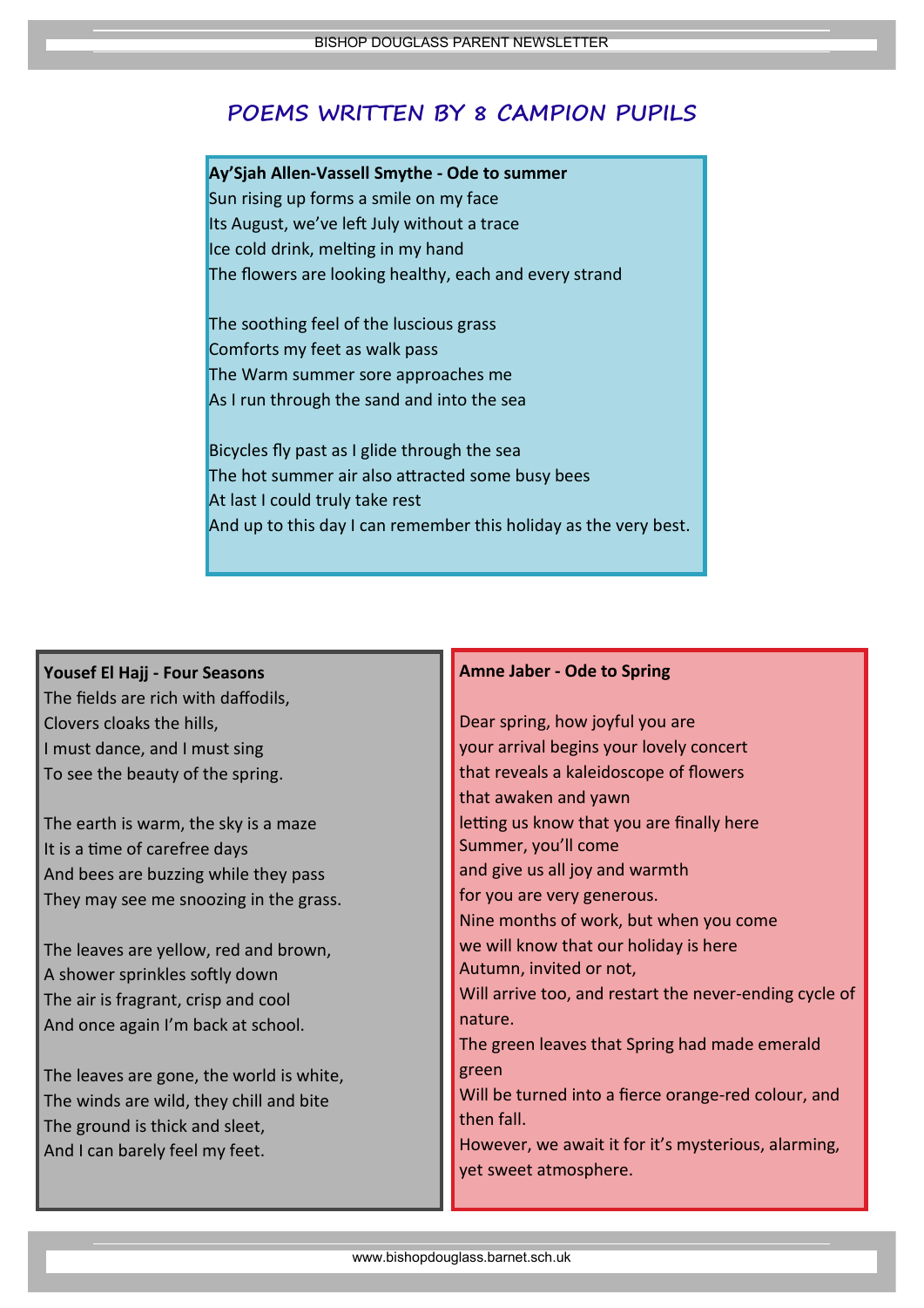## POEMS WRITTEN BY 8 CAMPION PUPILS

**Ay'Sjah Allen-Vassell Smythe - Ode to summer**

Sun rising up forms a smile on my face
Its August, we've left July without a trace
Ice cold drink, melting in my hand
The flowers are looking healthy, each and every strand

The soothing feel of the luscious grass
Comforts my feet as walk pass
The Warm summer sore approaches me
As I run through the sand and into the sea

Bicycles fly past as I glide through the sea
The hot summer air also attracted some busy bees
At last I could truly take rest
And up to this day I can remember this holiday as the very best.

**Yousef El Hajj - Four Seasons**

The fields are rich with daffodils,
Clovers cloaks the hills,
I must dance, and I must sing
To see the beauty of the spring.

The earth is warm, the sky is a maze
It is a time of carefree days
And bees are buzzing while they pass
They may see me snoozing in the grass.

The leaves are yellow, red and brown,
A shower sprinkles softly down
The air is fragrant, crisp and cool
And once again I'm back at school.

The leaves are gone, the world is white,
The winds are wild, they chill and bite
The ground is thick and sleet,
And I can barely feel my feet.

**Amne Jaber - Ode to Spring**

Dear spring, how joyful you are
your arrival begins your lovely concert
that reveals a kaleidoscope of flowers
that awaken and yawn
letting us know that you are finally here
Summer, you'll come
and give us all joy and warmth
for you are very generous.
Nine months of work, but when you come
we will know that our holiday is here
Autumn, invited or not,
Will arrive too, and restart the never-ending cycle of nature.
The green leaves that Spring had made emerald green
Will be turned into a fierce orange-red colour, and then fall.
However, we await it for it's mysterious, alarming, yet sweet atmosphere.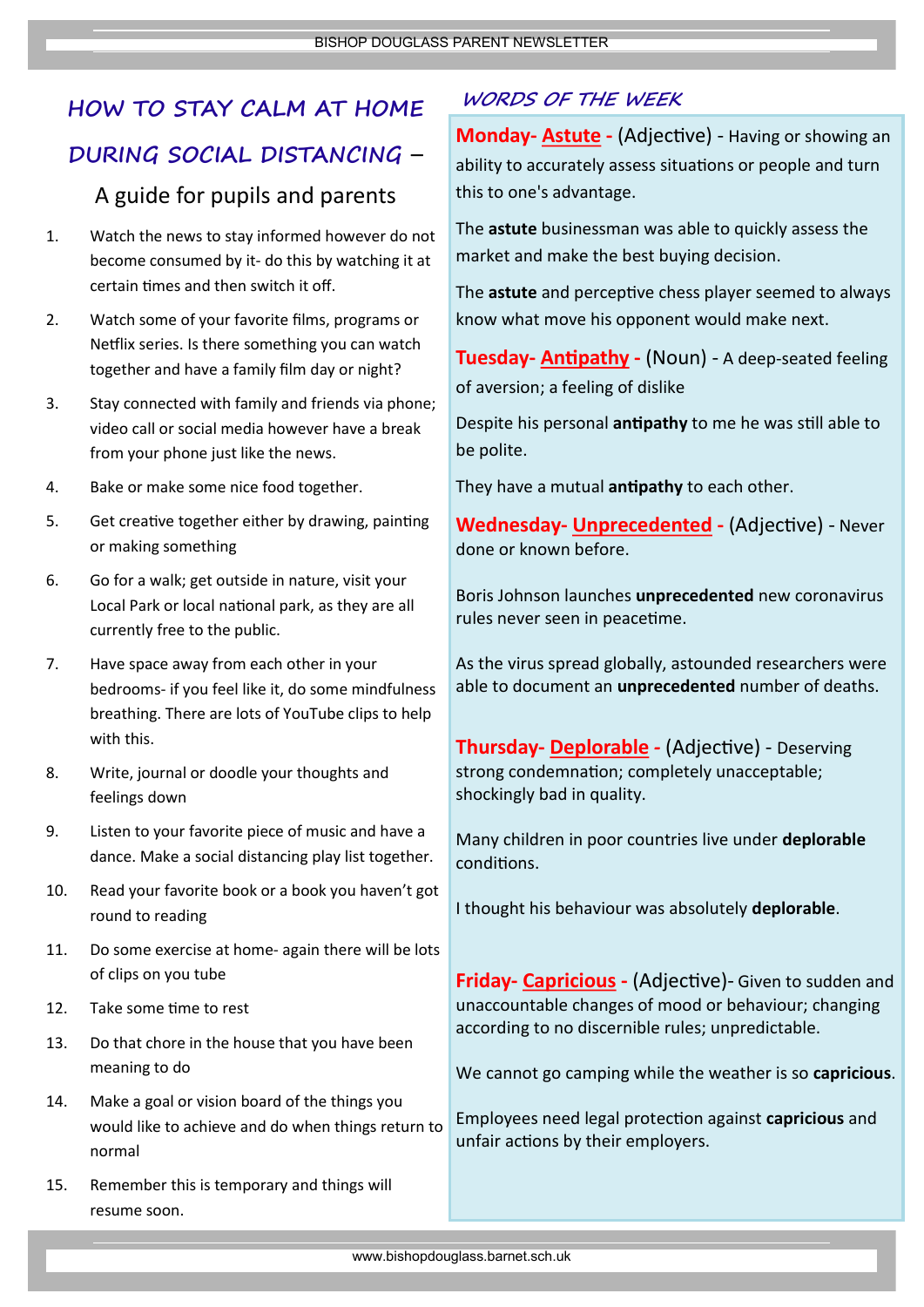## HOW TO STAY CALM AT HOME DURING SOCIAL DISTANCING –

### A guide for pupils and parents

1. Watch the news to stay informed however do not become consumed by it- do this by watching it at certain times and then switch it off.
2. Watch some of your favorite films, programs or Netflix series. Is there something you can watch together and have a family film day or night?
3. Stay connected with family and friends via phone; video call or social media however have a break from your phone just like the news.
4. Bake or make some nice food together.
5. Get creative together either by drawing, painting or making something
6. Go for a walk; get outside in nature, visit your Local Park or local national park, as they are all currently free to the public.
7. Have space away from each other in your bedrooms- if you feel like it, do some mindfulness breathing. There are lots of YouTube clips to help with this.
8. Write, journal or doodle your thoughts and feelings down
9. Listen to your favorite piece of music and have a dance. Make a social distancing play list together.
10. Read your favorite book or a book you haven't got round to reading
11. Do some exercise at home- again there will be lots of clips on you tube
12. Take some time to rest
13. Do that chore in the house that you have been meaning to do
14. Make a goal or vision board of the things you would like to achieve and do when things return to normal
15. Remember this is temporary and things will resume soon.

## WORDS OF THE WEEK

**Monday- Astute -** (Adjective) - Having or showing an ability to accurately assess situations or people and turn this to one's advantage.

The **astute** businessman was able to quickly assess the market and make the best buying decision.

The **astute** and perceptive chess player seemed to always know what move his opponent would make next.

**Tuesday- Antipathy -** (Noun) - A deep-seated feeling of aversion; a feeling of dislike

Despite his personal **antipathy** to me he was still able to be polite.

They have a mutual **antipathy** to each other.

**Wednesday- Unprecedented -** (Adjective) - Never done or known before.

Boris Johnson launches **unprecedented** new coronavirus rules never seen in peacetime.

As the virus spread globally, astounded researchers were able to document an **unprecedented** number of deaths.

**Thursday- Deplorable -** (Adjective) - Deserving strong condemnation; completely unacceptable; shockingly bad in quality.

Many children in poor countries live under **deplorable** conditions.

I thought his behaviour was absolutely **deplorable**.

**Friday- Capricious -** (Adjective)- Given to sudden and unaccountable changes of mood or behaviour; changing according to no discernible rules; unpredictable.

We cannot go camping while the weather is so **capricious**.

Employees need legal protection against **capricious** and unfair actions by their employers.